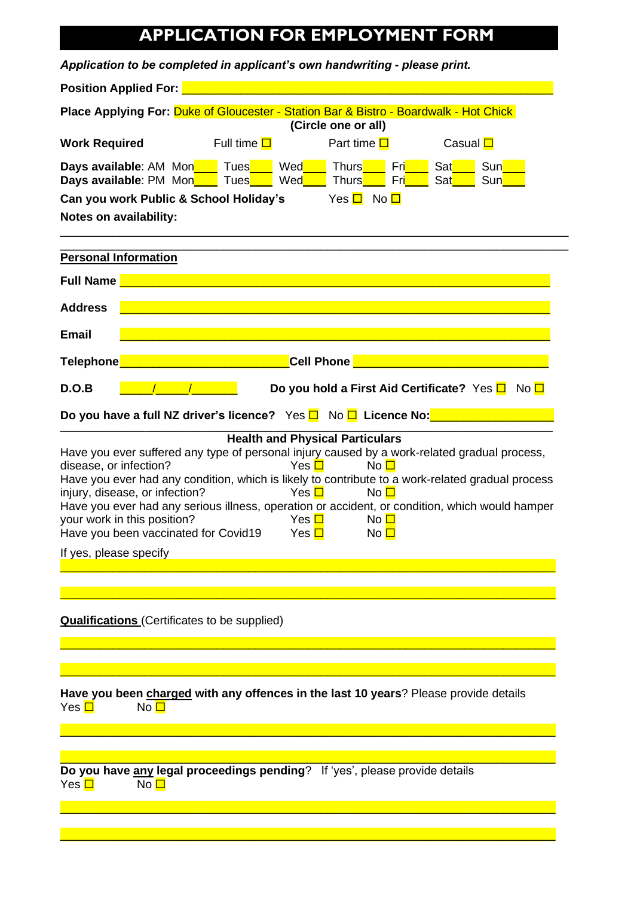# APPLICATION FOR EMPLOYMENT FORM

***Application to be completed in applicant's own handwriting - please print.***

**Position Applied For:** ____________________________________________________

**Place Applying For:** Duke of Gloucester - Station Bar & Bistro - Boardwalk - Hot Chick
**(Circle one or all)**

**Work Required** Full time ☐ Part time ☐ Casual ☐

**Days available**: AM Mon____ Tues____ Wed____ Thurs____ Fri____ Sat____ Sun____
**Days available**: PM Mon____ Tues____ Wed____ Thurs____ Fri____ Sat____ Sun____

**Can you work Public & School Holiday's** Yes ☐ No ☐

**Notes on availability:**

______________________________________________________________________________

______________________________________________________________________________

**Personal Information**

**Full Name** ____________________________________________________

**Address** ____________________________________________________

**Email** ____________________________________________________

**Telephone** __________________________ **Cell Phone** ______________________________

**D.O.B** _____/_____/_______ **Do you hold a First Aid Certificate?** Yes ☐ No ☐

**Do you have a full NZ driver's licence?** Yes ☐ No ☐ **Licence No:** __________________

**Health and Physical Particulars**

Have you ever suffered any type of personal injury caused by a work-related gradual process, disease, or infection? Yes ☐ No ☐

Have you ever had any condition, which is likely to contribute to a work-related gradual process injury, disease, or infection? Yes ☐ No ☐

Have you ever had any serious illness, operation or accident, or condition, which would hamper your work in this position? Yes ☐ No ☐

Have you been vaccinated for Covid19 Yes ☐ No ☐

If yes, please specify

______________________________________________________________________________

______________________________________________________________________________

**Qualifications** (Certificates to be supplied)

______________________________________________________________________________

______________________________________________________________________________

**Have you been charged with any offences in the last 10 years**? Please provide details

Yes ☐ No ☐

______________________________________________________________________________

______________________________________________________________________________

**Do you have any legal proceedings pending**? If 'yes', please provide details

Yes ☐ No ☐

______________________________________________________________________________

______________________________________________________________________________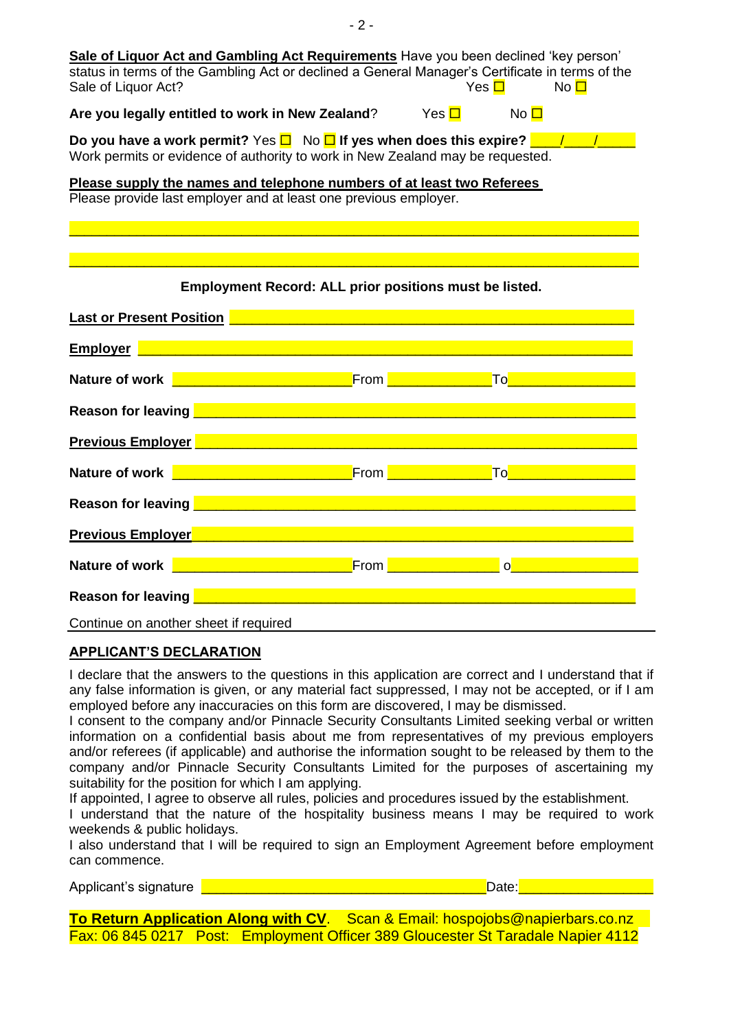**Sale of Liquor Act and Gambling Act Requirements** Have you been declined 'key person' status in terms of the Gambling Act or declined a General Manager's Certificate in terms of the Sale of Liquor Act? Yes ☐ No ☐

**Are you legally entitled to work in New Zealand**? Yes ☐ No ☐

**Do you have a work permit?** Yes ☐ No ☐ **If yes when does this expire?** ____/____/_____
Work permits or evidence of authority to work in New Zealand may be requested.

**Please supply the names and telephone numbers of at least two Referees**
Please provide last employer and at least one previous employer.

_______________________________________________________________________

_______________________________________________________________________

**Employment Record: ALL prior positions must be listed.**

**Last or Present Position** ____________________________________________

**Employer** ____________________________________________________

**Nature of work** ______________________ From _____________ To ______________

**Reason for leaving** ____________________________________________

**Previous Employer** ____________________________________________

**Nature of work** ______________________ From _____________ To ______________

**Reason for leaving** ____________________________________________

**Previous Employer** ____________________________________________

**Nature of work** ______________________ From _____________ o ______________

**Reason for leaving** ____________________________________________

Continue on another sheet if required

## APPLICANT'S DECLARATION

I declare that the answers to the questions in this application are correct and I understand that if any false information is given, or any material fact suppressed, I may not be accepted, or if I am employed before any inaccuracies on this form are discovered, I may be dismissed.
I consent to the company and/or Pinnacle Security Consultants Limited seeking verbal or written information on a confidential basis about me from representatives of my previous employers and/or referees (if applicable) and authorise the information sought to be released by them to the company and/or Pinnacle Security Consultants Limited for the purposes of ascertaining my suitability for the position for which I am applying.
If appointed, I agree to observe all rules, policies and procedures issued by the establishment.
I understand that the nature of the hospitality business means I may be required to work weekends & public holidays.
I also understand that I will be required to sign an Employment Agreement before employment can commence.

Applicant's signature ___________________________________ Date: _______________

**To Return Application Along with CV**. Scan & Email: hospojobs@napierbars.co.nz
Fax: 06 845 0217 Post: Employment Officer 389 Gloucester St Taradale Napier 4112